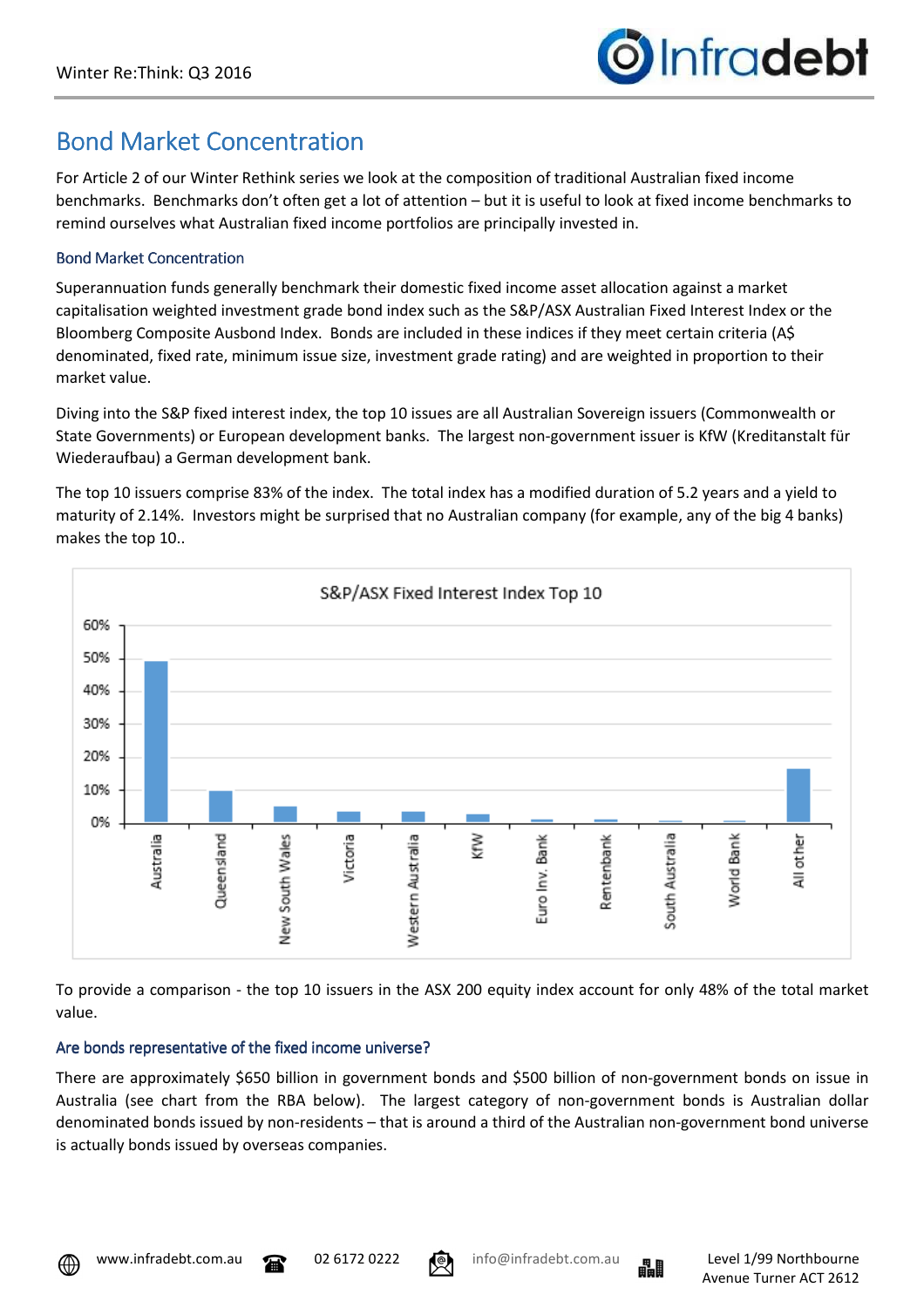# Bond Market Concentration

For Article 2 of our Winter Rethink series we look at the composition of traditional Australian fixed income benchmarks. Benchmarks don't often get a lot of attention – but it is useful to look at fixed income benchmarks to remind ourselves what Australian fixed income portfolios are principally invested in.

## Bond Market Concentration

Superannuation funds generally benchmark their domestic fixed income asset allocation against a market capitalisation weighted investment grade bond index such as the S&P/ASX Australian Fixed Interest Index or the Bloomberg Composite Ausbond Index. Bonds are included in these indices if they meet certain criteria (A$ denominated, fixed rate, minimum issue size, investment grade rating) and are weighted in proportion to their market value.

Diving into the S&P fixed interest index, the top 10 issues are all Australian Sovereign issuers (Commonwealth or State Governments) or European development banks. The largest non-government issuer is KfW (Kreditanstalt für Wiederaufbau) a German development bank.

The top 10 issuers comprise 83% of the index. The total index has a modified duration of 5.2 years and a yield to maturity of 2.14%. Investors might be surprised that no Australian company (for example, any of the big 4 banks) makes the top 10..

S&P/ASX Fixed Interest Index Top 10

To provide a comparison - the top 10 issuers in the ASX 200 equity index account for only 48% of the total market value.

## Are bonds representative of the fixed income universe?

There are approximately $650 billion in government bonds and $500 billion of non-government bonds on issue in Australia (see chart from the RBA below). The largest category of non-government bonds is Australian dollar denominated bonds issued by non-residents – that is around a third of the Australian non-government bond universe is actually bonds issued by overseas companies.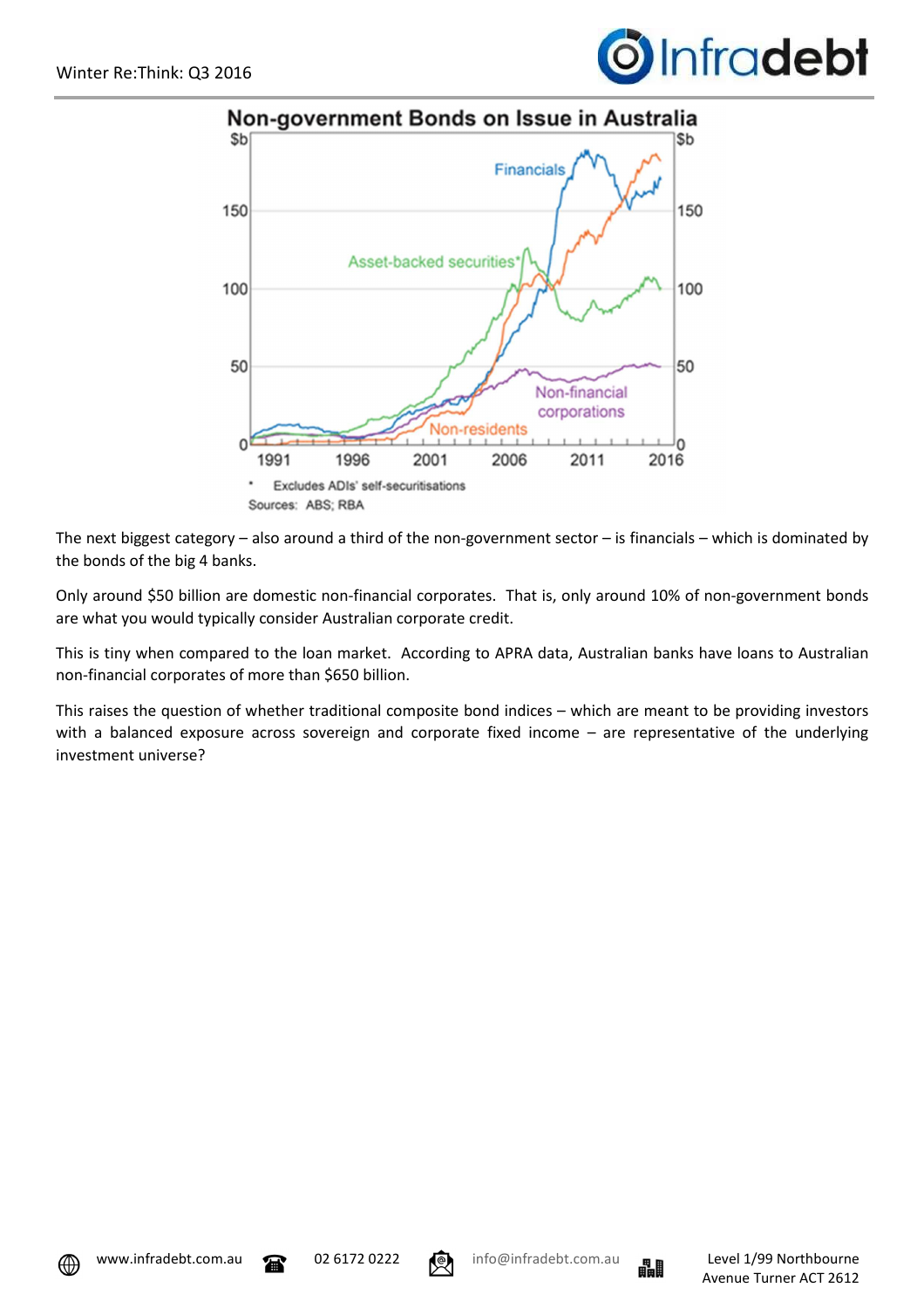Non-government Bonds on Issue in Australia

$b

$b

150

100

50

0

Financials

Asset-backed securities*

Non-financial corporations

Non-residents

1991 1996 2001 2006 2011 2016

\* Excludes ADIs' self-securitisations

Sources: ABS; RBA

The next biggest category – also around a third of the non-government sector – is financials – which is dominated by the bonds of the big 4 banks.

Only around $50 billion are domestic non-financial corporates. That is, only around 10% of non-government bonds are what you would typically consider Australian corporate credit.

This is tiny when compared to the loan market. According to APRA data, Australian banks have loans to Australian non-financial corporates of more than $650 billion.

This raises the question of whether traditional composite bond indices – which are meant to be providing investors with a balanced exposure across sovereign and corporate fixed income – are representative of the underlying investment universe?